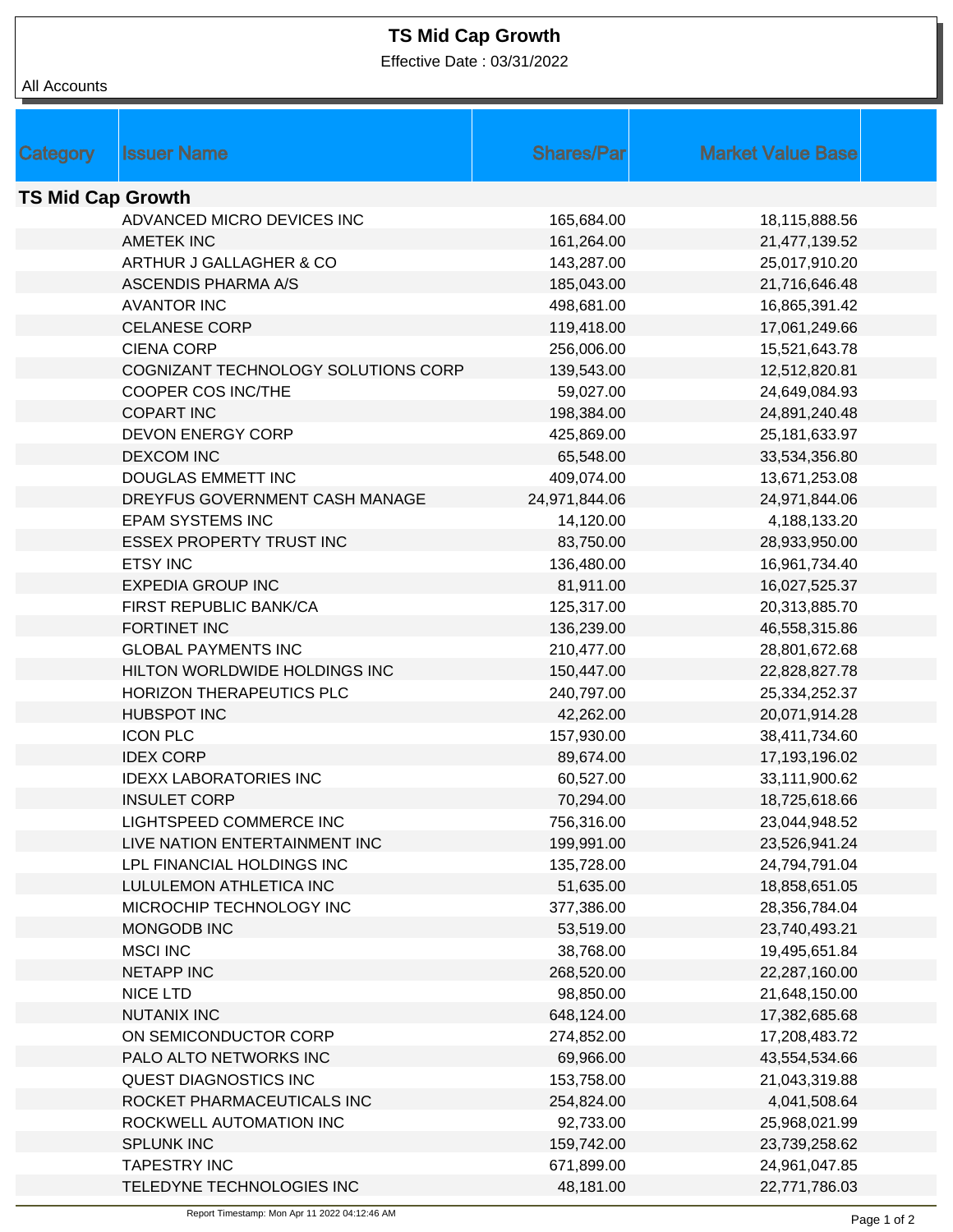# TS Mid Cap Growth

Effective Date : 03/31/2022

All Accounts

| Category | Issuer Name | Shares/Par | Market Value Base |
|---|---|---|---|
| **TS Mid Cap Growth** | | | |
| | ADVANCED MICRO DEVICES INC | 165,684.00 | 18,115,888.56 |
| | AMETEK INC | 161,264.00 | 21,477,139.52 |
| | ARTHUR J GALLAGHER & CO | 143,287.00 | 25,017,910.20 |
| | ASCENDIS PHARMA A/S | 185,043.00 | 21,716,646.48 |
| | AVANTOR INC | 498,681.00 | 16,865,391.42 |
| | CELANESE CORP | 119,418.00 | 17,061,249.66 |
| | CIENA CORP | 256,006.00 | 15,521,643.78 |
| | COGNIZANT TECHNOLOGY SOLUTIONS CORP | 139,543.00 | 12,512,820.81 |
| | COOPER COS INC/THE | 59,027.00 | 24,649,084.93 |
| | COPART INC | 198,384.00 | 24,891,240.48 |
| | DEVON ENERGY CORP | 425,869.00 | 25,181,633.97 |
| | DEXCOM INC | 65,548.00 | 33,534,356.80 |
| | DOUGLAS EMMETT INC | 409,074.00 | 13,671,253.08 |
| | DREYFUS GOVERNMENT CASH MANAGE | 24,971,844.06 | 24,971,844.06 |
| | EPAM SYSTEMS INC | 14,120.00 | 4,188,133.20 |
| | ESSEX PROPERTY TRUST INC | 83,750.00 | 28,933,950.00 |
| | ETSY INC | 136,480.00 | 16,961,734.40 |
| | EXPEDIA GROUP INC | 81,911.00 | 16,027,525.37 |
| | FIRST REPUBLIC BANK/CA | 125,317.00 | 20,313,885.70 |
| | FORTINET INC | 136,239.00 | 46,558,315.86 |
| | GLOBAL PAYMENTS INC | 210,477.00 | 28,801,672.68 |
| | HILTON WORLDWIDE HOLDINGS INC | 150,447.00 | 22,828,827.78 |
| | HORIZON THERAPEUTICS PLC | 240,797.00 | 25,334,252.37 |
| | HUBSPOT INC | 42,262.00 | 20,071,914.28 |
| | ICON PLC | 157,930.00 | 38,411,734.60 |
| | IDEX CORP | 89,674.00 | 17,193,196.02 |
| | IDEXX LABORATORIES INC | 60,527.00 | 33,111,900.62 |
| | INSULET CORP | 70,294.00 | 18,725,618.66 |
| | LIGHTSPEED COMMERCE INC | 756,316.00 | 23,044,948.52 |
| | LIVE NATION ENTERTAINMENT INC | 199,991.00 | 23,526,941.24 |
| | LPL FINANCIAL HOLDINGS INC | 135,728.00 | 24,794,791.04 |
| | LULULEMON ATHLETICA INC | 51,635.00 | 18,858,651.05 |
| | MICROCHIP TECHNOLOGY INC | 377,386.00 | 28,356,784.04 |
| | MONGODB INC | 53,519.00 | 23,740,493.21 |
| | MSCI INC | 38,768.00 | 19,495,651.84 |
| | NETAPP INC | 268,520.00 | 22,287,160.00 |
| | NICE LTD | 98,850.00 | 21,648,150.00 |
| | NUTANIX INC | 648,124.00 | 17,382,685.68 |
| | ON SEMICONDUCTOR CORP | 274,852.00 | 17,208,483.72 |
| | PALO ALTO NETWORKS INC | 69,966.00 | 43,554,534.66 |
| | QUEST DIAGNOSTICS INC | 153,758.00 | 21,043,319.88 |
| | ROCKET PHARMACEUTICALS INC | 254,824.00 | 4,041,508.64 |
| | ROCKWELL AUTOMATION INC | 92,733.00 | 25,968,021.99 |
| | SPLUNK INC | 159,742.00 | 23,739,258.62 |
| | TAPESTRY INC | 671,899.00 | 24,961,047.85 |
| | TELEDYNE TECHNOLOGIES INC | 48,181.00 | 22,771,786.03 |

Report Timestamp: Mon Apr 11 2022 04:12:46 AM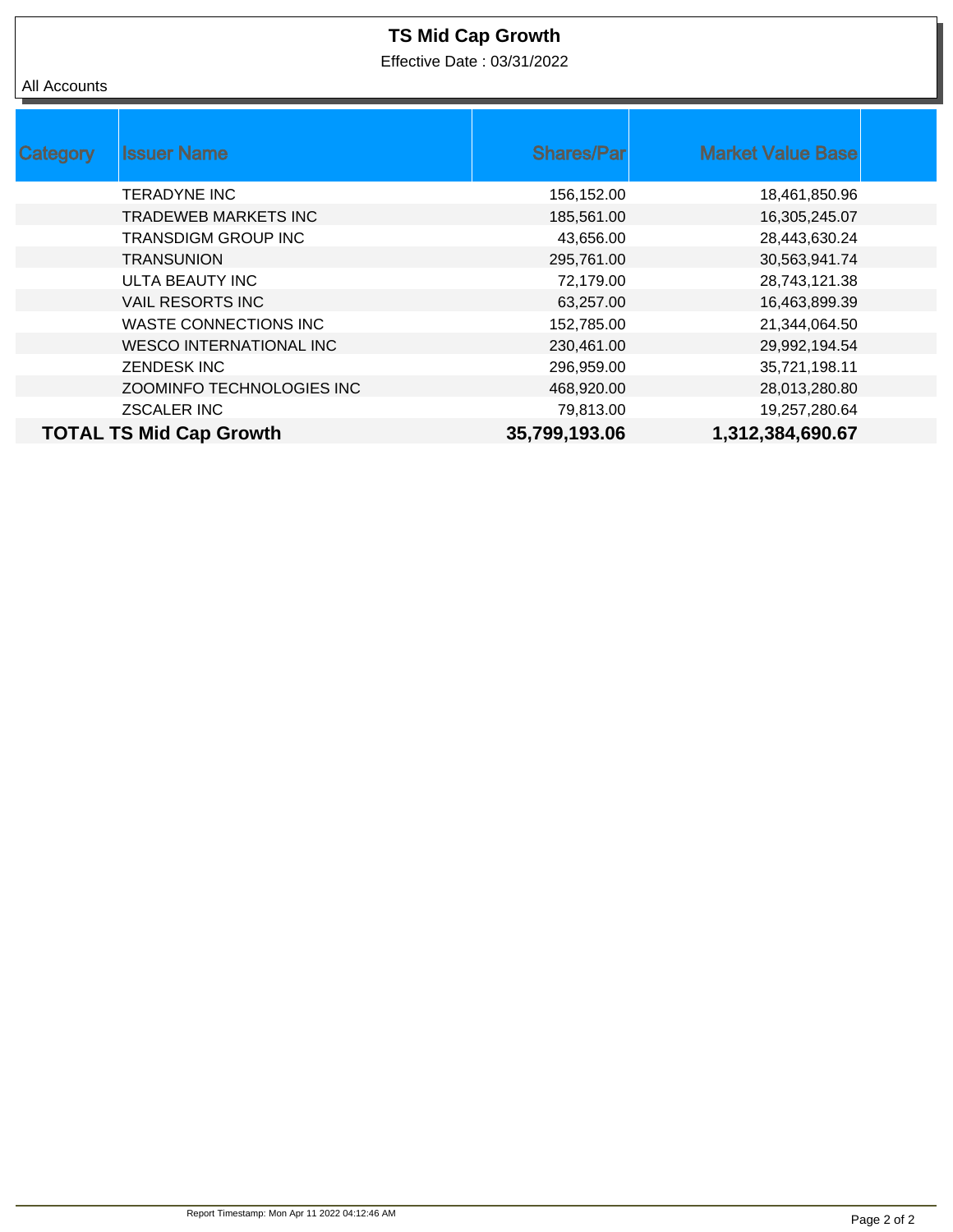# TS Mid Cap Growth

Effective Date : 03/31/2022

All Accounts

| Category | Issuer Name | Shares/Par | Market Value Base |
|---|---|---|---|
| | TERADYNE INC | 156,152.00 | 18,461,850.96 |
| | TRADEWEB MARKETS INC | 185,561.00 | 16,305,245.07 |
| | TRANSDIGM GROUP INC | 43,656.00 | 28,443,630.24 |
| | TRANSUNION | 295,761.00 | 30,563,941.74 |
| | ULTA BEAUTY INC | 72,179.00 | 28,743,121.38 |
| | VAIL RESORTS INC | 63,257.00 | 16,463,899.39 |
| | WASTE CONNECTIONS INC | 152,785.00 | 21,344,064.50 |
| | WESCO INTERNATIONAL INC | 230,461.00 | 29,992,194.54 |
| | ZENDESK INC | 296,959.00 | 35,721,198.11 |
| | ZOOMINFO TECHNOLOGIES INC | 468,920.00 | 28,013,280.80 |
| | ZSCALER INC | 79,813.00 | 19,257,280.64 |
| **TOTAL TS Mid Cap Growth** | | **35,799,193.06** | **1,312,384,690.67** |

Report Timestamp: Mon Apr 11 2022 04:12:46 AM